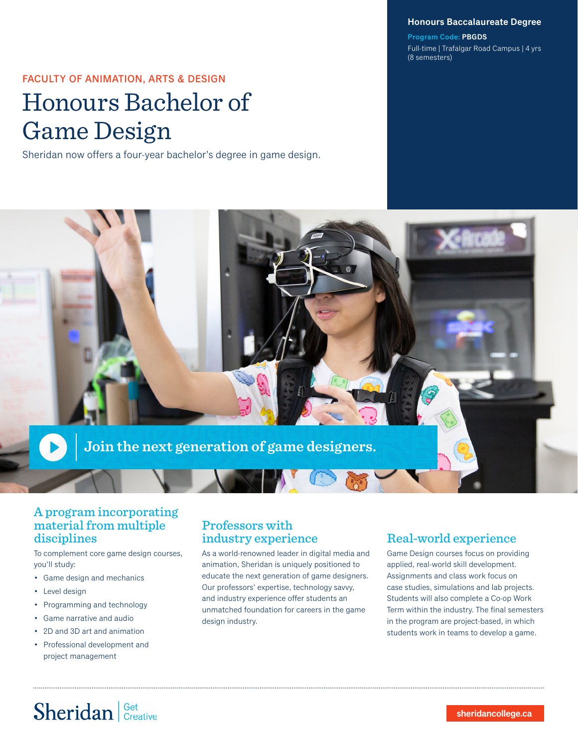FACULTY OF ANIMATION, ARTS & DESIGN

# Honours Bachelor of Game Design

Sheridan now offers a four-year bachelor's degree in game design.

**Honours Baccalaureate Degree**

**Program Code: PBGDS**

Full-time | Trafalgar Road Campus | 4 yrs (8 semesters)

Join the next generation of game designers.

## A program incorporating material from multiple disciplines

To complement core game design courses, you'll study:

- Game design and mechanics
- Level design
- Programming and technology
- Game narrative and audio
- 2D and 3D art and animation
- Professional development and project management

## Professors with industry experience

As a world-renowned leader in digital media and animation, Sheridan is uniquely positioned to educate the next generation of game designers. Our professors' expertise, technology savvy, and industry experience offer students an unmatched foundation for careers in the game design industry.

## Real-world experience

Game Design courses focus on providing applied, real-world skill development. Assignments and class work focus on case studies, simulations and lab projects. Students will also complete a Co-op Work Term within the industry. The final semesters in the program are project-based, in which students work in teams to develop a game.

Sheridan | Get Creative

sheridancollege.ca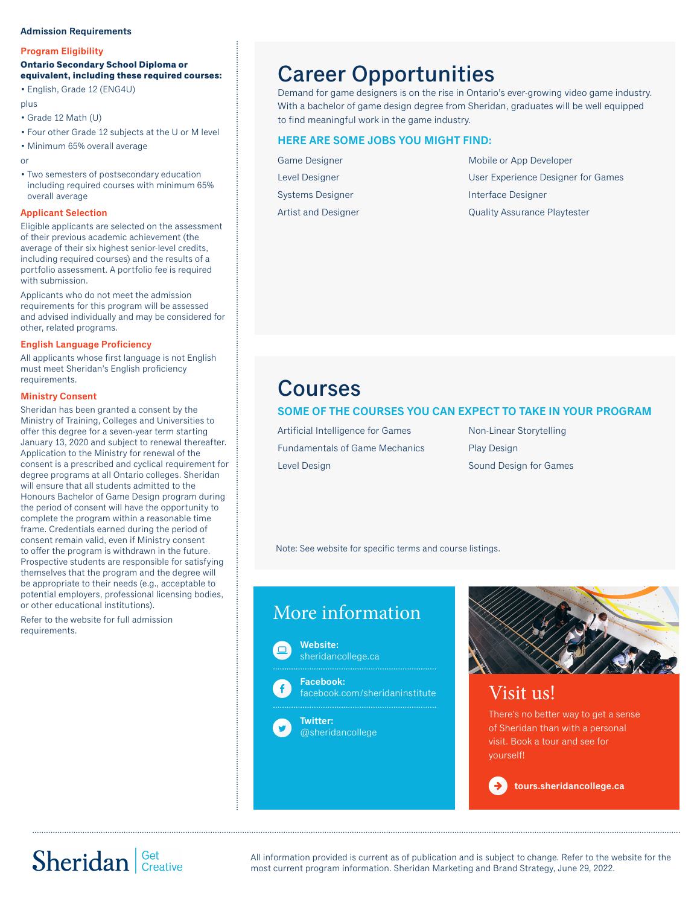## Admission Requirements

### Program Eligibility

**Ontario Secondary School Diploma or equivalent, including these required courses:**

- English, Grade 12 (ENG4U)

plus

- Grade 12 Math (U)
- Four other Grade 12 subjects at the U or M level
- Minimum 65% overall average

or

- Two semesters of postsecondary education including required courses with minimum 65% overall average

### Applicant Selection

Eligible applicants are selected on the assessment of their previous academic achievement (the average of their six highest senior-level credits, including required courses) and the results of a portfolio assessment. A portfolio fee is required with submission.

Applicants who do not meet the admission requirements for this program will be assessed and advised individually and may be considered for other, related programs.

### English Language Proficiency

All applicants whose first language is not English must meet Sheridan's English proficiency requirements.

### Ministry Consent

Sheridan has been granted a consent by the Ministry of Training, Colleges and Universities to offer this degree for a seven-year term starting January 13, 2020 and subject to renewal thereafter. Application to the Ministry for renewal of the consent is a prescribed and cyclical requirement for degree programs at all Ontario colleges. Sheridan will ensure that all students admitted to the Honours Bachelor of Game Design program during the period of consent will have the opportunity to complete the program within a reasonable time frame. Credentials earned during the period of consent remain valid, even if Ministry consent to offer the program is withdrawn in the future. Prospective students are responsible for satisfying themselves that the program and the degree will be appropriate to their needs (e.g., acceptable to potential employers, professional licensing bodies, or other educational institutions).

Refer to the website for full admission requirements.

# Career Opportunities

Demand for game designers is on the rise in Ontario's ever-growing video game industry. With a bachelor of game design degree from Sheridan, graduates will be well equipped to find meaningful work in the game industry.

### HERE ARE SOME JOBS YOU MIGHT FIND:

- Game Designer
- Level Designer
- Systems Designer
- Artist and Designer
- Mobile or App Developer
- User Experience Designer for Games
- Interface Designer
- Quality Assurance Playtester

# Courses

### SOME OF THE COURSES YOU CAN EXPECT TO TAKE IN YOUR PROGRAM

- Artificial Intelligence for Games
- Fundamentals of Game Mechanics
- Level Design
- Non-Linear Storytelling
- Play Design
- Sound Design for Games

Note: See website for specific terms and course listings.

## More information

**Website:**
sheridancollege.ca

**Facebook:**
facebook.com/sheridaninstitute

**Twitter:**
@sheridancollege

## Visit us!

There's no better way to get a sense of Sheridan than with a personal visit. Book a tour and see for yourself!

**tours.sheridancollege.ca**

Sheridan | Get Creative

All information provided is current as of publication and is subject to change. Refer to the website for the most current program information. Sheridan Marketing and Brand Strategy, June 29, 2022.